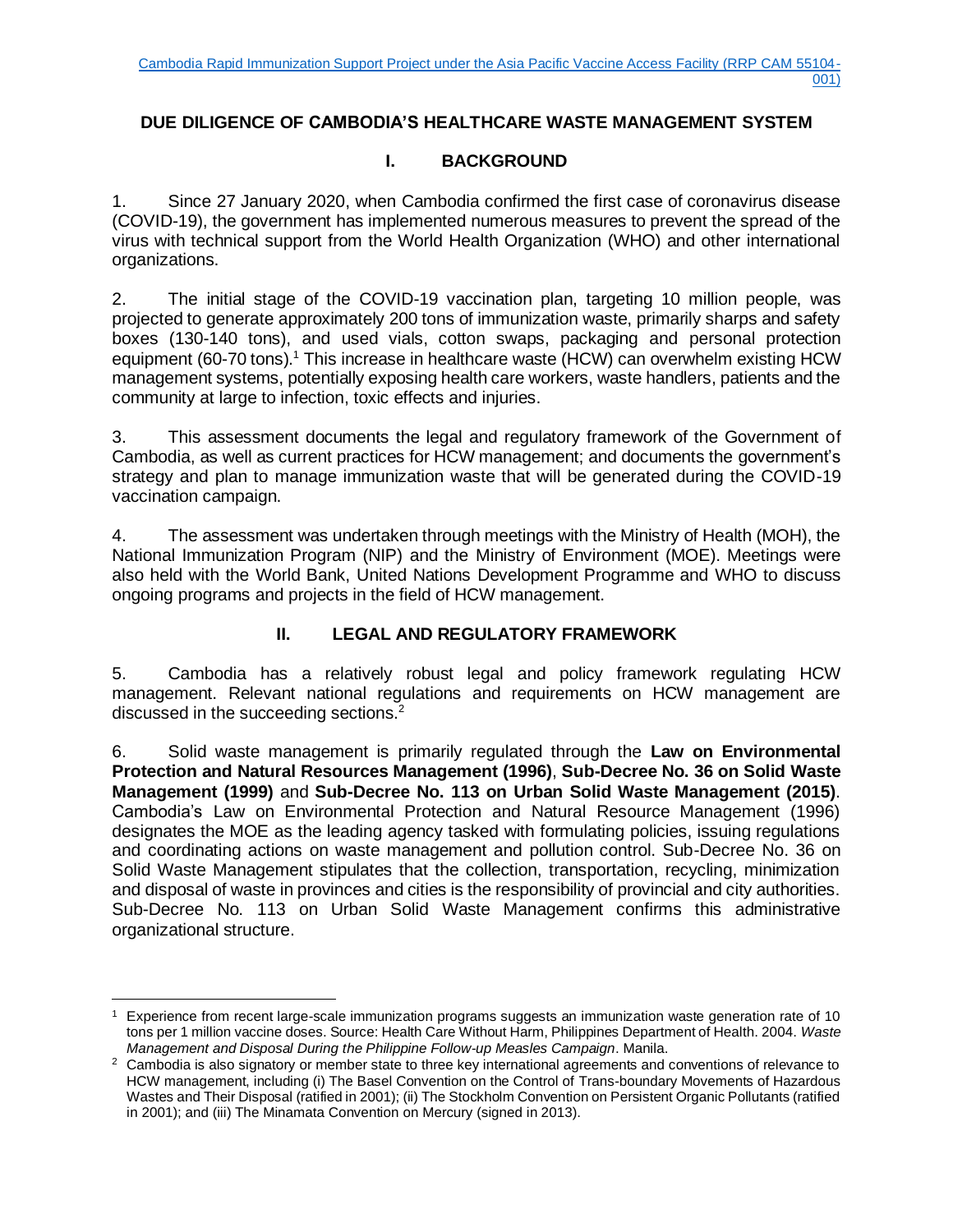Cambodia Rapid Immunization Support Project under the Asia Pacific Vaccine Access Facility (RRP CAM 55104-001)

# DUE DILIGENCE OF CAMBODIA'S HEALTHCARE WASTE MANAGEMENT SYSTEM

## I. BACKGROUND

1. Since 27 January 2020, when Cambodia confirmed the first case of coronavirus disease (COVID-19), the government has implemented numerous measures to prevent the spread of the virus with technical support from the World Health Organization (WHO) and other international organizations.

2. The initial stage of the COVID-19 vaccination plan, targeting 10 million people, was projected to generate approximately 200 tons of immunization waste, primarily sharps and safety boxes (130-140 tons), and used vials, cotton swaps, packaging and personal protection equipment (60-70 tons).[1] This increase in healthcare waste (HCW) can overwhelm existing HCW management systems, potentially exposing health care workers, waste handlers, patients and the community at large to infection, toxic effects and injuries.

3. This assessment documents the legal and regulatory framework of the Government of Cambodia, as well as current practices for HCW management; and documents the government's strategy and plan to manage immunization waste that will be generated during the COVID-19 vaccination campaign.

4. The assessment was undertaken through meetings with the Ministry of Health (MOH), the National Immunization Program (NIP) and the Ministry of Environment (MOE). Meetings were also held with the World Bank, United Nations Development Programme and WHO to discuss ongoing programs and projects in the field of HCW management.

## II. LEGAL AND REGULATORY FRAMEWORK

5. Cambodia has a relatively robust legal and policy framework regulating HCW management. Relevant national regulations and requirements on HCW management are discussed in the succeeding sections.[2]

6. Solid waste management is primarily regulated through the **Law on Environmental Protection and Natural Resources Management (1996)**, **Sub-Decree No. 36 on Solid Waste Management (1999)** and **Sub-Decree No. 113 on Urban Solid Waste Management (2015)**. Cambodia's Law on Environmental Protection and Natural Resource Management (1996) designates the MOE as the leading agency tasked with formulating policies, issuing regulations and coordinating actions on waste management and pollution control. Sub-Decree No. 36 on Solid Waste Management stipulates that the collection, transportation, recycling, minimization and disposal of waste in provinces and cities is the responsibility of provincial and city authorities. Sub-Decree No. 113 on Urban Solid Waste Management confirms this administrative organizational structure.

---

[1] Experience from recent large-scale immunization programs suggests an immunization waste generation rate of 10 tons per 1 million vaccine doses. Source: Health Care Without Harm, Philippines Department of Health. 2004. *Waste Management and Disposal During the Philippine Follow-up Measles Campaign*. Manila.

[2] Cambodia is also signatory or member state to three key international agreements and conventions of relevance to HCW management, including (i) The Basel Convention on the Control of Trans-boundary Movements of Hazardous Wastes and Their Disposal (ratified in 2001); (ii) The Stockholm Convention on Persistent Organic Pollutants (ratified in 2001); and (iii) The Minamata Convention on Mercury (signed in 2013).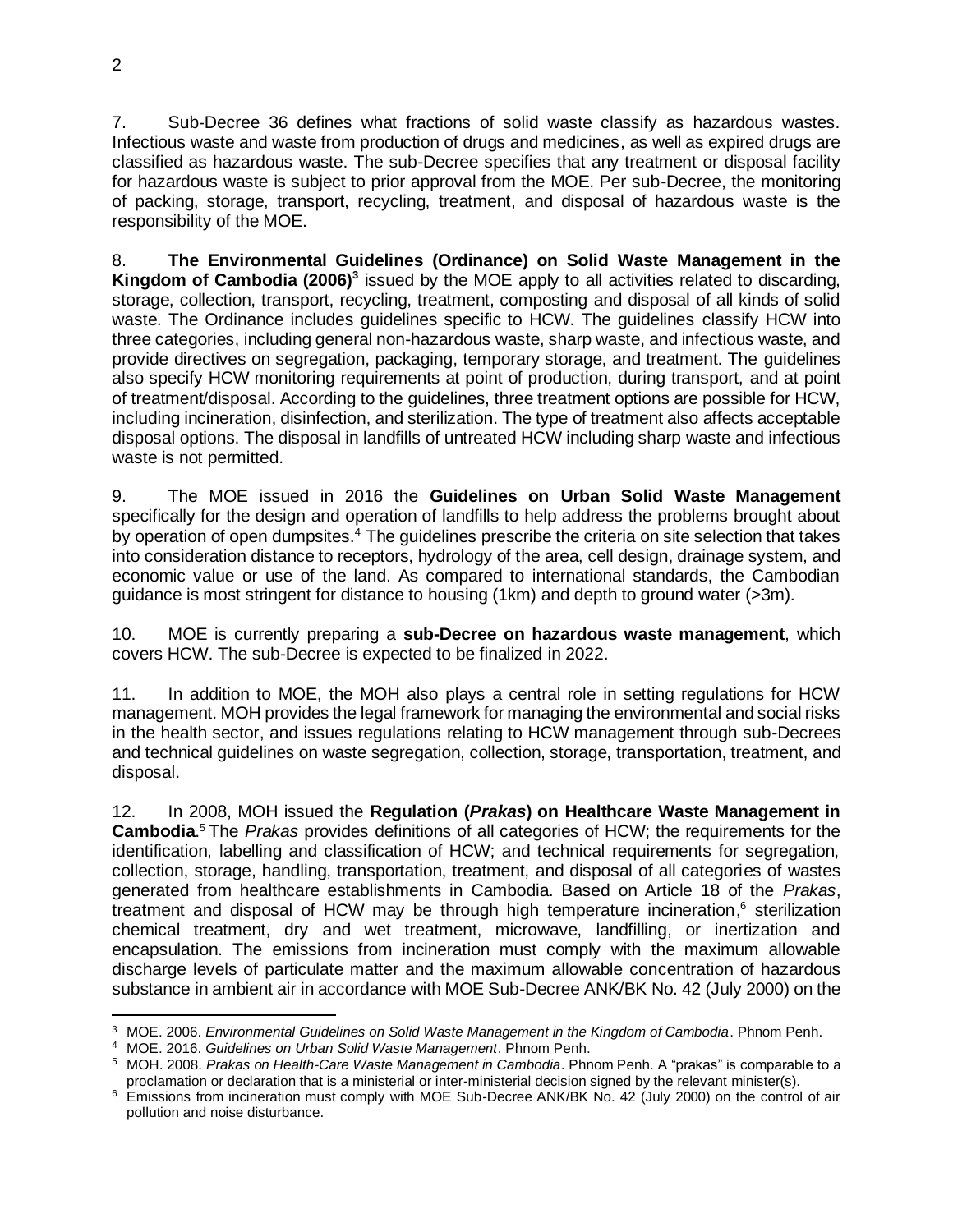7. Sub-Decree 36 defines what fractions of solid waste classify as hazardous wastes. Infectious waste and waste from production of drugs and medicines, as well as expired drugs are classified as hazardous waste. The sub-Decree specifies that any treatment or disposal facility for hazardous waste is subject to prior approval from the MOE. Per sub-Decree, the monitoring of packing, storage, transport, recycling, treatment, and disposal of hazardous waste is the responsibility of the MOE.

8. **The Environmental Guidelines (Ordinance) on Solid Waste Management in the Kingdom of Cambodia (2006)**[3] issued by the MOE apply to all activities related to discarding, storage, collection, transport, recycling, treatment, composting and disposal of all kinds of solid waste. The Ordinance includes guidelines specific to HCW. The guidelines classify HCW into three categories, including general non-hazardous waste, sharp waste, and infectious waste, and provide directives on segregation, packaging, temporary storage, and treatment. The guidelines also specify HCW monitoring requirements at point of production, during transport, and at point of treatment/disposal. According to the guidelines, three treatment options are possible for HCW, including incineration, disinfection, and sterilization. The type of treatment also affects acceptable disposal options. The disposal in landfills of untreated HCW including sharp waste and infectious waste is not permitted.

9. The MOE issued in 2016 the **Guidelines on Urban Solid Waste Management** specifically for the design and operation of landfills to help address the problems brought about by operation of open dumpsites.[4] The guidelines prescribe the criteria on site selection that takes into consideration distance to receptors, hydrology of the area, cell design, drainage system, and economic value or use of the land. As compared to international standards, the Cambodian guidance is most stringent for distance to housing (1km) and depth to ground water (>3m).

10. MOE is currently preparing a **sub-Decree on hazardous waste management**, which covers HCW. The sub-Decree is expected to be finalized in 2022.

11. In addition to MOE, the MOH also plays a central role in setting regulations for HCW management. MOH provides the legal framework for managing the environmental and social risks in the health sector, and issues regulations relating to HCW management through sub-Decrees and technical guidelines on waste segregation, collection, storage, transportation, treatment, and disposal.

12. In 2008, MOH issued the **Regulation (*Prakas*) on Healthcare Waste Management in Cambodia**.[5] The *Prakas* provides definitions of all categories of HCW; the requirements for the identification, labelling and classification of HCW; and technical requirements for segregation, collection, storage, handling, transportation, treatment, and disposal of all categories of wastes generated from healthcare establishments in Cambodia. Based on Article 18 of the *Prakas*, treatment and disposal of HCW may be through high temperature incineration,[6] sterilization chemical treatment, dry and wet treatment, microwave, landfilling, or inertization and encapsulation. The emissions from incineration must comply with the maximum allowable discharge levels of particulate matter and the maximum allowable concentration of hazardous substance in ambient air in accordance with MOE Sub-Decree ANK/BK No. 42 (July 2000) on the

---

[3] MOE. 2006. *Environmental Guidelines on Solid Waste Management in the Kingdom of Cambodia*. Phnom Penh.

[4] MOE. 2016. *Guidelines on Urban Solid Waste Management*. Phnom Penh.

[5] MOH. 2008. *Prakas on Health-Care Waste Management in Cambodia*. Phnom Penh. A "prakas" is comparable to a proclamation or declaration that is a ministerial or inter-ministerial decision signed by the relevant minister(s).

[6] Emissions from incineration must comply with MOE Sub-Decree ANK/BK No. 42 (July 2000) on the control of air pollution and noise disturbance.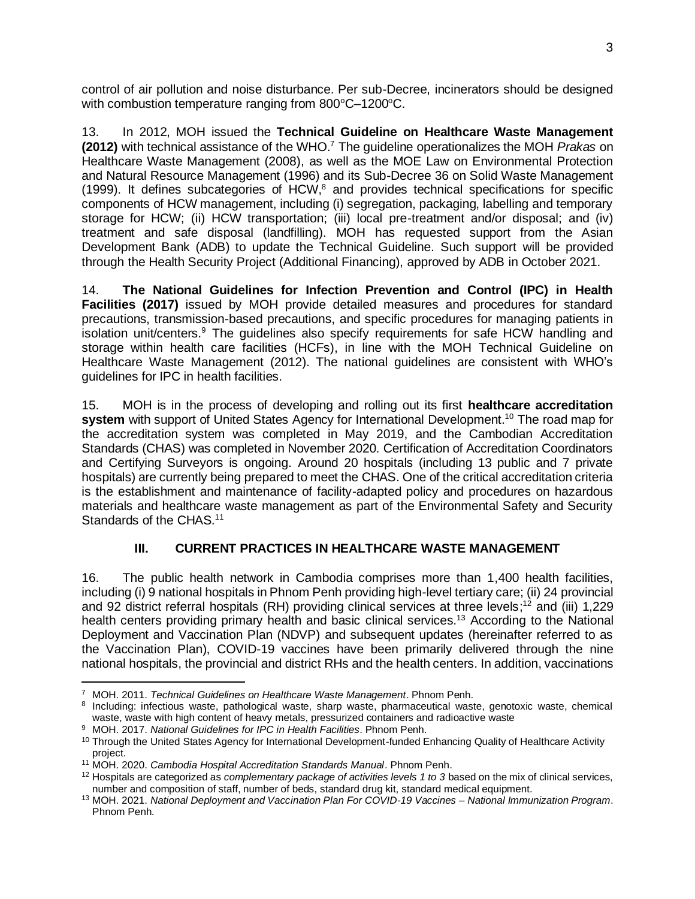control of air pollution and noise disturbance. Per sub-Decree, incinerators should be designed with combustion temperature ranging from 800°C–1200°C.

13. In 2012, MOH issued the **Technical Guideline on Healthcare Waste Management (2012)** with technical assistance of the WHO.[7] The guideline operationalizes the MOH *Prakas* on Healthcare Waste Management (2008), as well as the MOE Law on Environmental Protection and Natural Resource Management (1996) and its Sub-Decree 36 on Solid Waste Management (1999). It defines subcategories of HCW,[8] and provides technical specifications for specific components of HCW management, including (i) segregation, packaging, labelling and temporary storage for HCW; (ii) HCW transportation; (iii) local pre-treatment and/or disposal; and (iv) treatment and safe disposal (landfilling). MOH has requested support from the Asian Development Bank (ADB) to update the Technical Guideline. Such support will be provided through the Health Security Project (Additional Financing), approved by ADB in October 2021.

14. **The National Guidelines for Infection Prevention and Control (IPC) in Health Facilities (2017)** issued by MOH provide detailed measures and procedures for standard precautions, transmission-based precautions, and specific procedures for managing patients in isolation unit/centers.[9] The guidelines also specify requirements for safe HCW handling and storage within health care facilities (HCFs), in line with the MOH Technical Guideline on Healthcare Waste Management (2012). The national guidelines are consistent with WHO's guidelines for IPC in health facilities.

15. MOH is in the process of developing and rolling out its first **healthcare accreditation system** with support of United States Agency for International Development.[10] The road map for the accreditation system was completed in May 2019, and the Cambodian Accreditation Standards (CHAS) was completed in November 2020. Certification of Accreditation Coordinators and Certifying Surveyors is ongoing. Around 20 hospitals (including 13 public and 7 private hospitals) are currently being prepared to meet the CHAS. One of the critical accreditation criteria is the establishment and maintenance of facility-adapted policy and procedures on hazardous materials and healthcare waste management as part of the Environmental Safety and Security Standards of the CHAS.[11]

## III. CURRENT PRACTICES IN HEALTHCARE WASTE MANAGEMENT

16. The public health network in Cambodia comprises more than 1,400 health facilities, including (i) 9 national hospitals in Phnom Penh providing high-level tertiary care; (ii) 24 provincial and 92 district referral hospitals (RH) providing clinical services at three levels;[12] and (iii) 1,229 health centers providing primary health and basic clinical services.[13] According to the National Deployment and Vaccination Plan (NDVP) and subsequent updates (hereinafter referred to as the Vaccination Plan), COVID-19 vaccines have been primarily delivered through the nine national hospitals, the provincial and district RHs and the health centers. In addition, vaccinations

---

[7] MOH. 2011. *Technical Guidelines on Healthcare Waste Management*. Phnom Penh.

[8] Including: infectious waste, pathological waste, sharp waste, pharmaceutical waste, genotoxic waste, chemical waste, waste with high content of heavy metals, pressurized containers and radioactive waste

[9] MOH. 2017. *National Guidelines for IPC in Health Facilities*. Phnom Penh.

[10] Through the United States Agency for International Development-funded Enhancing Quality of Healthcare Activity project.

[11] MOH. 2020. *Cambodia Hospital Accreditation Standards Manual*. Phnom Penh.

[12] Hospitals are categorized as *complementary package of activities levels 1 to 3* based on the mix of clinical services, number and composition of staff, number of beds, standard drug kit, standard medical equipment.

[13] MOH. 2021. *National Deployment and Vaccination Plan For COVID-19 Vaccines – National Immunization Program*. Phnom Penh.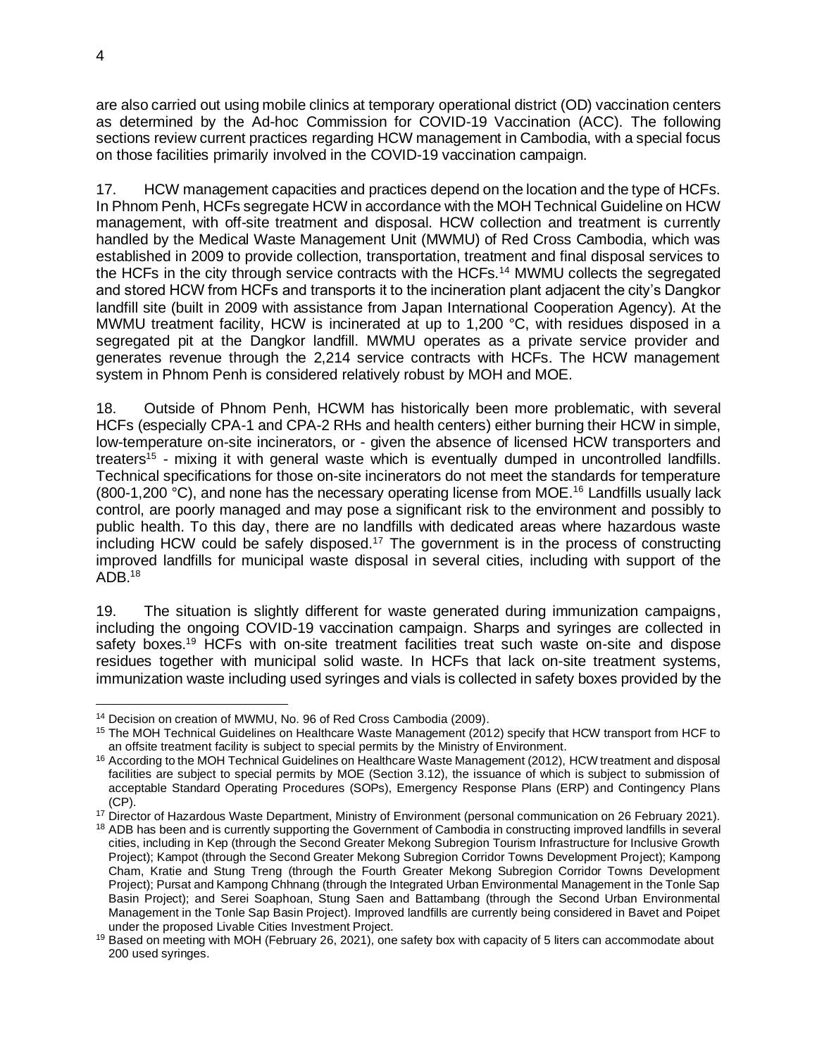are also carried out using mobile clinics at temporary operational district (OD) vaccination centers as determined by the Ad-hoc Commission for COVID-19 Vaccination (ACC). The following sections review current practices regarding HCW management in Cambodia, with a special focus on those facilities primarily involved in the COVID-19 vaccination campaign.

17. HCW management capacities and practices depend on the location and the type of HCFs. In Phnom Penh, HCFs segregate HCW in accordance with the MOH Technical Guideline on HCW management, with off-site treatment and disposal. HCW collection and treatment is currently handled by the Medical Waste Management Unit (MWMU) of Red Cross Cambodia, which was established in 2009 to provide collection, transportation, treatment and final disposal services to the HCFs in the city through service contracts with the HCFs.[14] MWMU collects the segregated and stored HCW from HCFs and transports it to the incineration plant adjacent the city's Dangkor landfill site (built in 2009 with assistance from Japan International Cooperation Agency). At the MWMU treatment facility, HCW is incinerated at up to 1,200 °C, with residues disposed in a segregated pit at the Dangkor landfill. MWMU operates as a private service provider and generates revenue through the 2,214 service contracts with HCFs. The HCW management system in Phnom Penh is considered relatively robust by MOH and MOE.

18. Outside of Phnom Penh, HCWM has historically been more problematic, with several HCFs (especially CPA-1 and CPA-2 RHs and health centers) either burning their HCW in simple, low-temperature on-site incinerators, or - given the absence of licensed HCW transporters and treaters[15] - mixing it with general waste which is eventually dumped in uncontrolled landfills. Technical specifications for those on-site incinerators do not meet the standards for temperature (800-1,200 °C), and none has the necessary operating license from MOE.[16] Landfills usually lack control, are poorly managed and may pose a significant risk to the environment and possibly to public health. To this day, there are no landfills with dedicated areas where hazardous waste including HCW could be safely disposed.[17] The government is in the process of constructing improved landfills for municipal waste disposal in several cities, including with support of the ADB.[18]

19. The situation is slightly different for waste generated during immunization campaigns, including the ongoing COVID-19 vaccination campaign. Sharps and syringes are collected in safety boxes.[19] HCFs with on-site treatment facilities treat such waste on-site and dispose residues together with municipal solid waste. In HCFs that lack on-site treatment systems, immunization waste including used syringes and vials is collected in safety boxes provided by the

---

[14] Decision on creation of MWMU, No. 96 of Red Cross Cambodia (2009).

[15] The MOH Technical Guidelines on Healthcare Waste Management (2012) specify that HCW transport from HCF to an offsite treatment facility is subject to special permits by the Ministry of Environment.

[16] According to the MOH Technical Guidelines on Healthcare Waste Management (2012), HCW treatment and disposal facilities are subject to special permits by MOE (Section 3.12), the issuance of which is subject to submission of acceptable Standard Operating Procedures (SOPs), Emergency Response Plans (ERP) and Contingency Plans (CP).

[17] Director of Hazardous Waste Department, Ministry of Environment (personal communication on 26 February 2021).

[18] ADB has been and is currently supporting the Government of Cambodia in constructing improved landfills in several cities, including in Kep (through the Second Greater Mekong Subregion Tourism Infrastructure for Inclusive Growth Project); Kampot (through the Second Greater Mekong Subregion Corridor Towns Development Project); Kampong Cham, Kratie and Stung Treng (through the Fourth Greater Mekong Subregion Corridor Towns Development Project); Pursat and Kampong Chhnang (through the Integrated Urban Environmental Management in the Tonle Sap Basin Project); and Serei Soaphoan, Stung Saen and Battambang (through the Second Urban Environmental Management in the Tonle Sap Basin Project). Improved landfills are currently being considered in Bavet and Poipet under the proposed Livable Cities Investment Project.

[19] Based on meeting with MOH (February 26, 2021), one safety box with capacity of 5 liters can accommodate about 200 used syringes.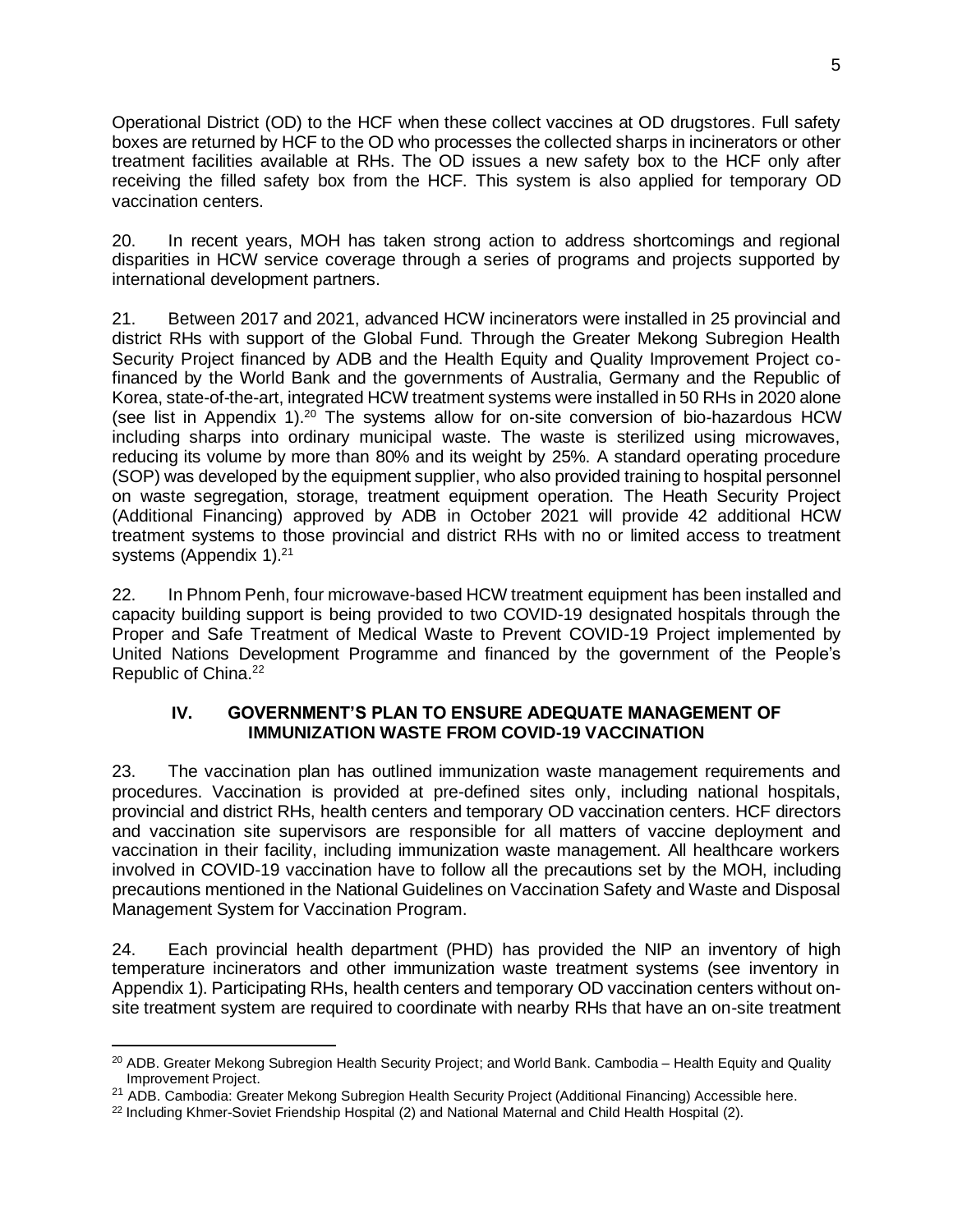Operational District (OD) to the HCF when these collect vaccines at OD drugstores. Full safety boxes are returned by HCF to the OD who processes the collected sharps in incinerators or other treatment facilities available at RHs. The OD issues a new safety box to the HCF only after receiving the filled safety box from the HCF. This system is also applied for temporary OD vaccination centers.

20. In recent years, MOH has taken strong action to address shortcomings and regional disparities in HCW service coverage through a series of programs and projects supported by international development partners.

21. Between 2017 and 2021, advanced HCW incinerators were installed in 25 provincial and district RHs with support of the Global Fund. Through the Greater Mekong Subregion Health Security Project financed by ADB and the Health Equity and Quality Improvement Project co-financed by the World Bank and the governments of Australia, Germany and the Republic of Korea, state-of-the-art, integrated HCW treatment systems were installed in 50 RHs in 2020 alone (see list in Appendix 1).[20] The systems allow for on-site conversion of bio-hazardous HCW including sharps into ordinary municipal waste. The waste is sterilized using microwaves, reducing its volume by more than 80% and its weight by 25%. A standard operating procedure (SOP) was developed by the equipment supplier, who also provided training to hospital personnel on waste segregation, storage, treatment equipment operation. The Heath Security Project (Additional Financing) approved by ADB in October 2021 will provide 42 additional HCW treatment systems to those provincial and district RHs with no or limited access to treatment systems (Appendix 1).[21]

22. In Phnom Penh, four microwave-based HCW treatment equipment has been installed and capacity building support is being provided to two COVID-19 designated hospitals through the Proper and Safe Treatment of Medical Waste to Prevent COVID-19 Project implemented by United Nations Development Programme and financed by the government of the People's Republic of China.[22]

## IV. GOVERNMENT'S PLAN TO ENSURE ADEQUATE MANAGEMENT OF IMMUNIZATION WASTE FROM COVID-19 VACCINATION

23. The vaccination plan has outlined immunization waste management requirements and procedures. Vaccination is provided at pre-defined sites only, including national hospitals, provincial and district RHs, health centers and temporary OD vaccination centers. HCF directors and vaccination site supervisors are responsible for all matters of vaccine deployment and vaccination in their facility, including immunization waste management. All healthcare workers involved in COVID-19 vaccination have to follow all the precautions set by the MOH, including precautions mentioned in the National Guidelines on Vaccination Safety and Waste and Disposal Management System for Vaccination Program.

24. Each provincial health department (PHD) has provided the NIP an inventory of high temperature incinerators and other immunization waste treatment systems (see inventory in Appendix 1). Participating RHs, health centers and temporary OD vaccination centers without on-site treatment system are required to coordinate with nearby RHs that have an on-site treatment

---

[20] ADB. Greater Mekong Subregion Health Security Project; and World Bank. Cambodia – Health Equity and Quality Improvement Project.

[21] ADB. Cambodia: Greater Mekong Subregion Health Security Project (Additional Financing) Accessible here.

[22] Including Khmer-Soviet Friendship Hospital (2) and National Maternal and Child Health Hospital (2).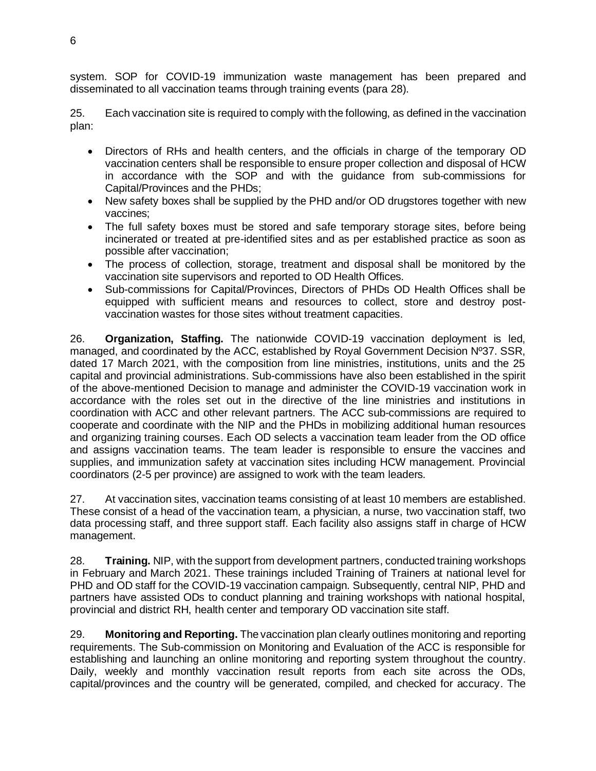system. SOP for COVID-19 immunization waste management has been prepared and disseminated to all vaccination teams through training events (para 28).

25. Each vaccination site is required to comply with the following, as defined in the vaccination plan:

- Directors of RHs and health centers, and the officials in charge of the temporary OD vaccination centers shall be responsible to ensure proper collection and disposal of HCW in accordance with the SOP and with the guidance from sub-commissions for Capital/Provinces and the PHDs;
- New safety boxes shall be supplied by the PHD and/or OD drugstores together with new vaccines;
- The full safety boxes must be stored and safe temporary storage sites, before being incinerated or treated at pre-identified sites and as per established practice as soon as possible after vaccination;
- The process of collection, storage, treatment and disposal shall be monitored by the vaccination site supervisors and reported to OD Health Offices.
- Sub-commissions for Capital/Provinces, Directors of PHDs OD Health Offices shall be equipped with sufficient means and resources to collect, store and destroy post-vaccination wastes for those sites without treatment capacities.

26. **Organization, Staffing.** The nationwide COVID-19 vaccination deployment is led, managed, and coordinated by the ACC, established by Royal Government Decision Nº37. SSR, dated 17 March 2021, with the composition from line ministries, institutions, units and the 25 capital and provincial administrations. Sub-commissions have also been established in the spirit of the above-mentioned Decision to manage and administer the COVID-19 vaccination work in accordance with the roles set out in the directive of the line ministries and institutions in coordination with ACC and other relevant partners. The ACC sub-commissions are required to cooperate and coordinate with the NIP and the PHDs in mobilizing additional human resources and organizing training courses. Each OD selects a vaccination team leader from the OD office and assigns vaccination teams. The team leader is responsible to ensure the vaccines and supplies, and immunization safety at vaccination sites including HCW management. Provincial coordinators (2-5 per province) are assigned to work with the team leaders.

27. At vaccination sites, vaccination teams consisting of at least 10 members are established. These consist of a head of the vaccination team, a physician, a nurse, two vaccination staff, two data processing staff, and three support staff. Each facility also assigns staff in charge of HCW management.

28. **Training.** NIP, with the support from development partners, conducted training workshops in February and March 2021. These trainings included Training of Trainers at national level for PHD and OD staff for the COVID-19 vaccination campaign. Subsequently, central NIP, PHD and partners have assisted ODs to conduct planning and training workshops with national hospital, provincial and district RH, health center and temporary OD vaccination site staff.

29. **Monitoring and Reporting.** The vaccination plan clearly outlines monitoring and reporting requirements. The Sub-commission on Monitoring and Evaluation of the ACC is responsible for establishing and launching an online monitoring and reporting system throughout the country. Daily, weekly and monthly vaccination result reports from each site across the ODs, capital/provinces and the country will be generated, compiled, and checked for accuracy. The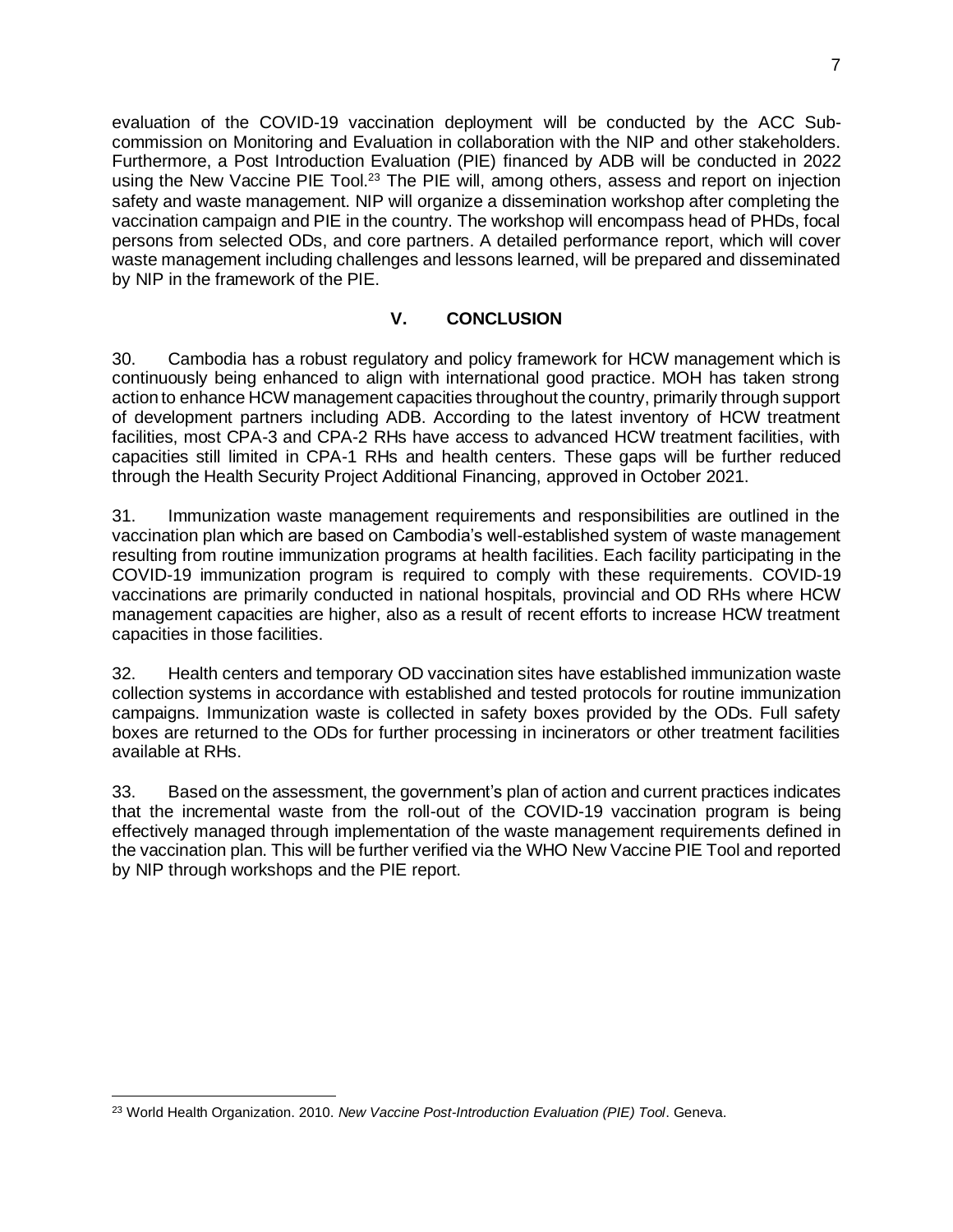evaluation of the COVID-19 vaccination deployment will be conducted by the ACC Sub-commission on Monitoring and Evaluation in collaboration with the NIP and other stakeholders. Furthermore, a Post Introduction Evaluation (PIE) financed by ADB will be conducted in 2022 using the New Vaccine PIE Tool.[23] The PIE will, among others, assess and report on injection safety and waste management. NIP will organize a dissemination workshop after completing the vaccination campaign and PIE in the country. The workshop will encompass head of PHDs, focal persons from selected ODs, and core partners. A detailed performance report, which will cover waste management including challenges and lessons learned, will be prepared and disseminated by NIP in the framework of the PIE.

## V. CONCLUSION

30. Cambodia has a robust regulatory and policy framework for HCW management which is continuously being enhanced to align with international good practice. MOH has taken strong action to enhance HCW management capacities throughout the country, primarily through support of development partners including ADB. According to the latest inventory of HCW treatment facilities, most CPA-3 and CPA-2 RHs have access to advanced HCW treatment facilities, with capacities still limited in CPA-1 RHs and health centers. These gaps will be further reduced through the Health Security Project Additional Financing, approved in October 2021.

31. Immunization waste management requirements and responsibilities are outlined in the vaccination plan which are based on Cambodia's well-established system of waste management resulting from routine immunization programs at health facilities. Each facility participating in the COVID-19 immunization program is required to comply with these requirements. COVID-19 vaccinations are primarily conducted in national hospitals, provincial and OD RHs where HCW management capacities are higher, also as a result of recent efforts to increase HCW treatment capacities in those facilities.

32. Health centers and temporary OD vaccination sites have established immunization waste collection systems in accordance with established and tested protocols for routine immunization campaigns. Immunization waste is collected in safety boxes provided by the ODs. Full safety boxes are returned to the ODs for further processing in incinerators or other treatment facilities available at RHs.

33. Based on the assessment, the government's plan of action and current practices indicates that the incremental waste from the roll-out of the COVID-19 vaccination program is being effectively managed through implementation of the waste management requirements defined in the vaccination plan. This will be further verified via the WHO New Vaccine PIE Tool and reported by NIP through workshops and the PIE report.

---

[23] World Health Organization. 2010. *New Vaccine Post-Introduction Evaluation (PIE) Tool*. Geneva.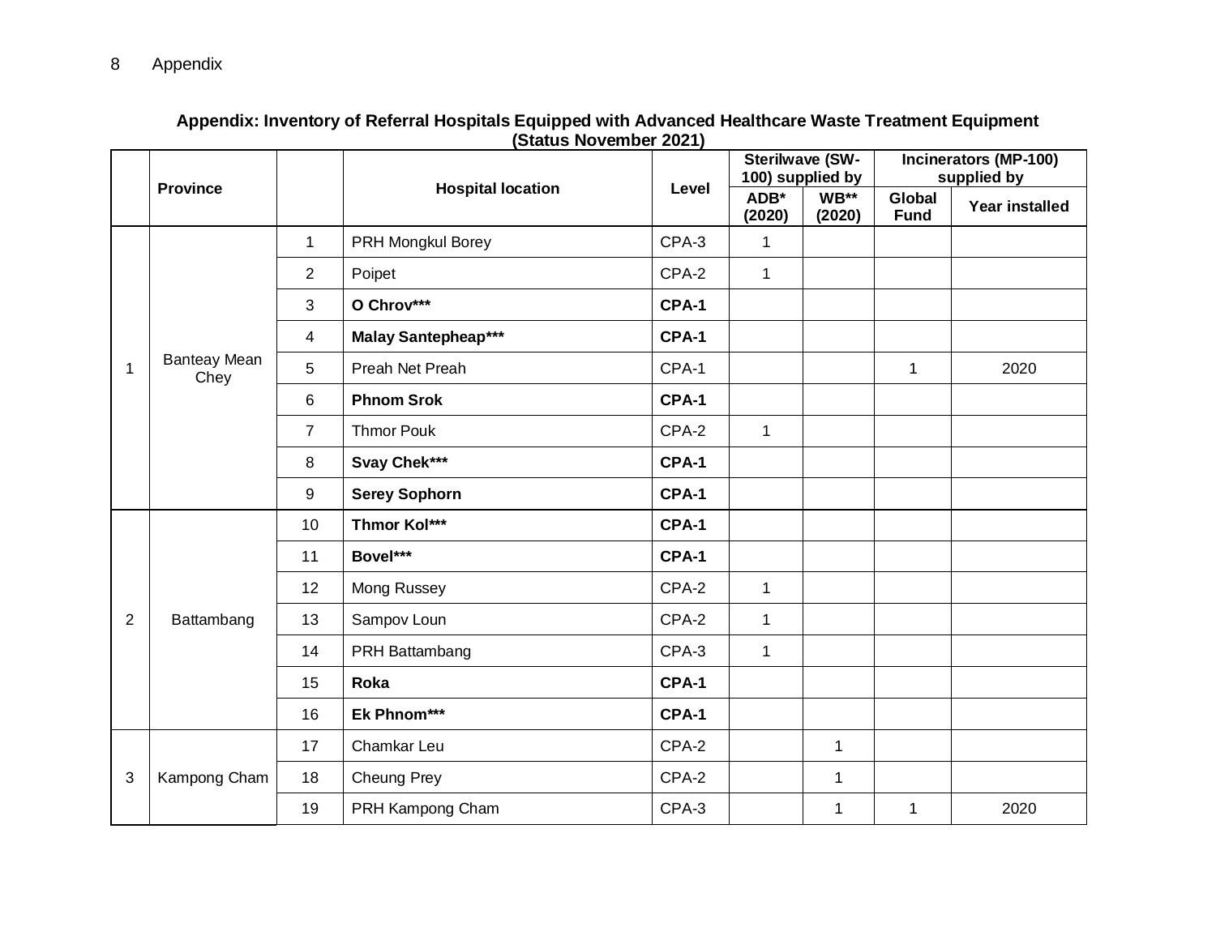### Appendix: Inventory of Referral Hospitals Equipped with Advanced Healthcare Waste Treatment Equipment (Status November 2021)

| | Province | | Hospital location | Level | Sterilwave (SW-100) supplied by | | Incinerators (MP-100) supplied by | |
|---|---|---|---|---|---|---|---|---|
| | | | | | ADB* (2020) | WB** (2020) | Global Fund | Year installed |
| 1 | Banteay Mean Chey | 1 | PRH Mongkul Borey | CPA-3 | 1 | | | |
| | | 2 | Poipet | CPA-2 | 1 | | | |
| | | 3 | **O Chrov*** ** | **CPA-1** | | | | |
| | | 4 | **Malay Santepheap*** ** | **CPA-1** | | | | |
| | | 5 | Preah Net Preah | CPA-1 | | | 1 | 2020 |
| | | 6 | **Phnom Srok** | **CPA-1** | | | | |
| | | 7 | Thmor Pouk | CPA-2 | 1 | | | |
| | | 8 | **Svay Chek*** ** | **CPA-1** | | | | |
| | | 9 | **Serey Sophorn** | **CPA-1** | | | | |
| 2 | Battambang | 10 | **Thmor Kol*** ** | **CPA-1** | | | | |
| | | 11 | **Bovel*** ** | **CPA-1** | | | | |
| | | 12 | Mong Russey | CPA-2 | 1 | | | |
| | | 13 | Sampov Loun | CPA-2 | 1 | | | |
| | | 14 | PRH Battambang | CPA-3 | 1 | | | |
| | | 15 | **Roka** | **CPA-1** | | | | |
| | | 16 | **Ek Phnom*** ** | **CPA-1** | | | | |
| 3 | Kampong Cham | 17 | Chamkar Leu | CPA-2 | | 1 | | |
| | | 18 | Cheung Prey | CPA-2 | | 1 | | |
| | | 19 | PRH Kampong Cham | CPA-3 | | 1 | 1 | 2020 |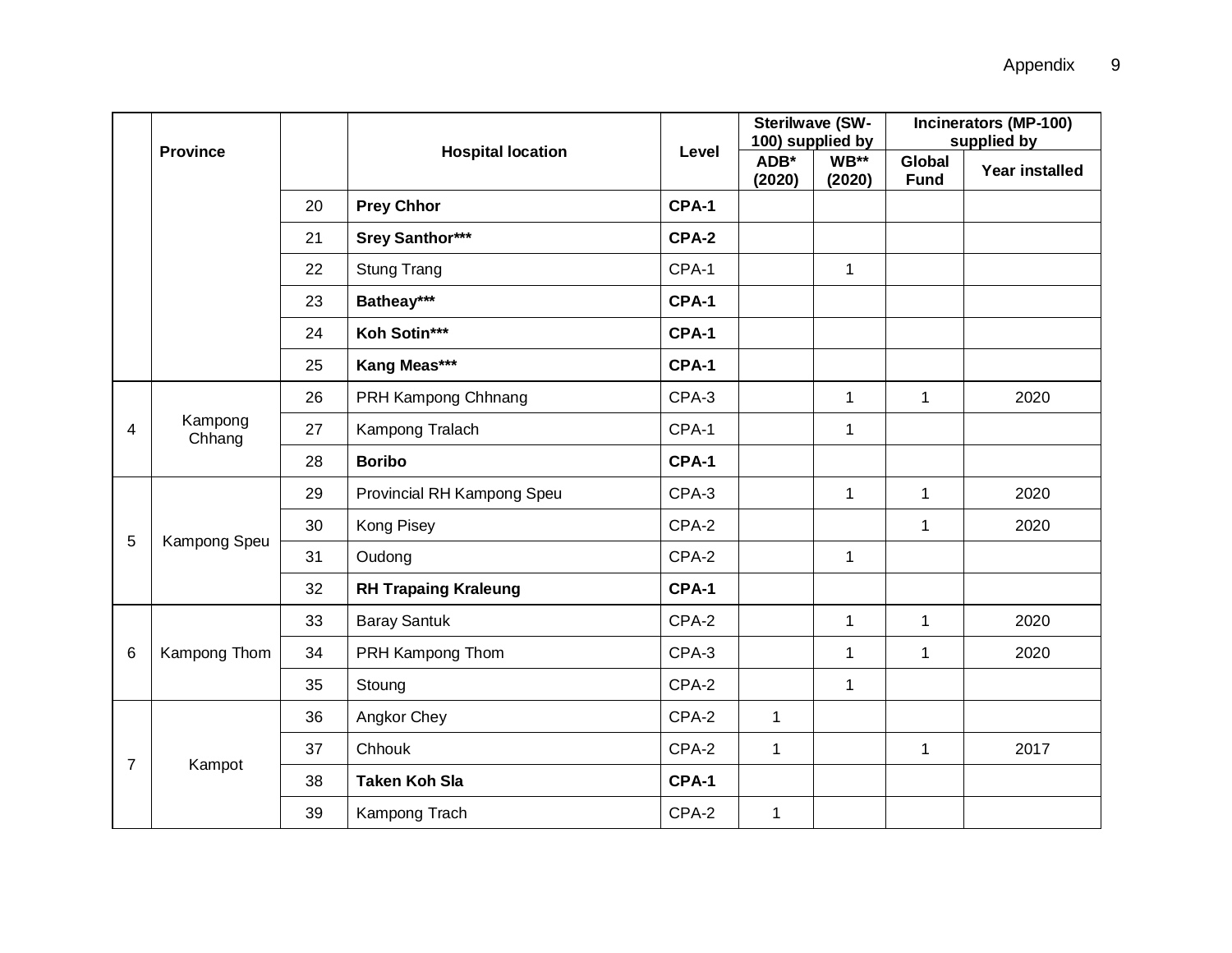| | Province | | Hospital location | Level | Sterilwave (SW-100) supplied by | | Incinerators (MP-100) supplied by | |
|---|---|---|---|---|---|---|---|---|
| | | | | | ADB* (2020) | WB** (2020) | Global Fund | Year installed |
| | | 20 | **Prey Chhor** | **CPA-1** | | | | |
| | | 21 | **Srey Santhor*** ** | **CPA-2** | | | | |
| | | 22 | Stung Trang | CPA-1 | | 1 | | |
| | | 23 | **Batheay*** ** | **CPA-1** | | | | |
| | | 24 | **Koh Sotin*** ** | **CPA-1** | | | | |
| | | 25 | **Kang Meas*** ** | **CPA-1** | | | | |
| 4 | Kampong Chhang | 26 | PRH Kampong Chhnang | CPA-3 | | 1 | 1 | 2020 |
| | | 27 | Kampong Tralach | CPA-1 | | 1 | | |
| | | 28 | **Boribo** | **CPA-1** | | | | |
| 5 | Kampong Speu | 29 | Provincial RH Kampong Speu | CPA-3 | | 1 | 1 | 2020 |
| | | 30 | Kong Pisey | CPA-2 | | | 1 | 2020 |
| | | 31 | Oudong | CPA-2 | | 1 | | |
| | | 32 | **RH Trapaing Kraleung** | **CPA-1** | | | | |
| 6 | Kampong Thom | 33 | Baray Santuk | CPA-2 | | 1 | 1 | 2020 |
| | | 34 | PRH Kampong Thom | CPA-3 | | 1 | 1 | 2020 |
| | | 35 | Stoung | CPA-2 | | 1 | | |
| 7 | Kampot | 36 | Angkor Chey | CPA-2 | 1 | | | |
| | | 37 | Chhouk | CPA-2 | 1 | | 1 | 2017 |
| | | 38 | **Taken Koh Sla** | **CPA-1** | | | | |
| | | 39 | Kampong Trach | CPA-2 | 1 | | | |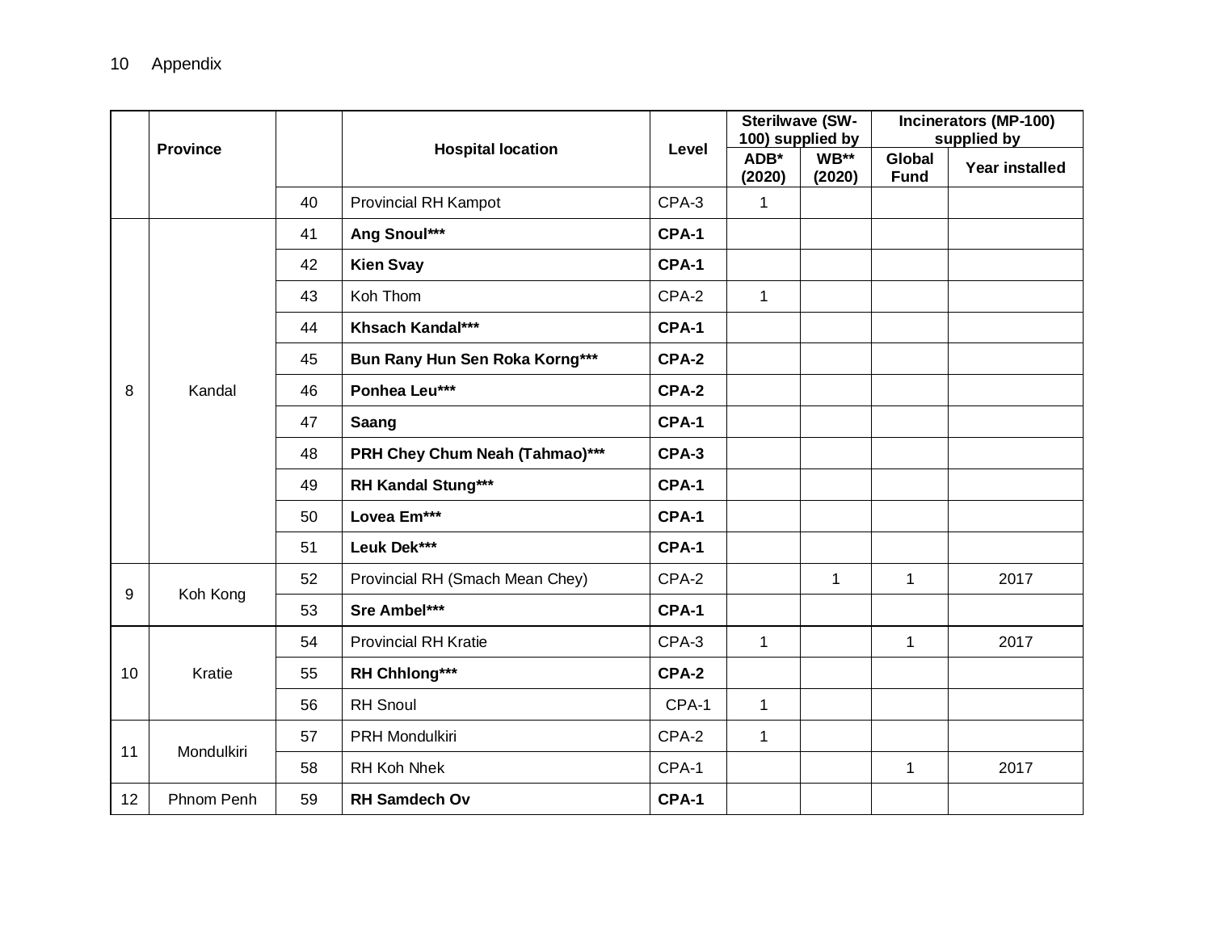| | Province | | Hospital location | Level | Sterilwave (SW-100) supplied by | | Incinerators (MP-100) supplied by | |
|---|---|---|---|---|---|---|---|---|
| | | | | | ADB* (2020) | WB** (2020) | Global Fund | Year installed |
| | | 40 | Provincial RH Kampot | CPA-3 | 1 | | | |
| 8 | Kandal | 41 | **Ang Snoul*** ** | **CPA-1** | | | | |
| | | 42 | **Kien Svay** | **CPA-1** | | | | |
| | | 43 | Koh Thom | CPA-2 | 1 | | | |
| | | 44 | **Khsach Kandal*** ** | **CPA-1** | | | | |
| | | 45 | **Bun Rany Hun Sen Roka Korng*** ** | **CPA-2** | | | | |
| | | 46 | **Ponhea Leu*** ** | **CPA-2** | | | | |
| | | 47 | **Saang** | **CPA-1** | | | | |
| | | 48 | **PRH Chey Chum Neah (Tahmao)*** ** | **CPA-3** | | | | |
| | | 49 | **RH Kandal Stung*** ** | **CPA-1** | | | | |
| | | 50 | **Lovea Em*** ** | **CPA-1** | | | | |
| | | 51 | **Leuk Dek*** ** | **CPA-1** | | | | |
| 9 | Koh Kong | 52 | Provincial RH (Smach Mean Chey) | CPA-2 | | 1 | 1 | 2017 |
| | | 53 | **Sre Ambel*** ** | **CPA-1** | | | | |
| 10 | Kratie | 54 | Provincial RH Kratie | CPA-3 | 1 | | 1 | 2017 |
| | | 55 | **RH Chhlong*** ** | **CPA-2** | | | | |
| | | 56 | RH Snoul | CPA-1 | 1 | | | |
| 11 | Mondulkiri | 57 | PRH Mondulkiri | CPA-2 | 1 | | | |
| | | 58 | RH Koh Nhek | CPA-1 | | | 1 | 2017 |
| 12 | Phnom Penh | 59 | **RH Samdech Ov** | **CPA-1** | | | | |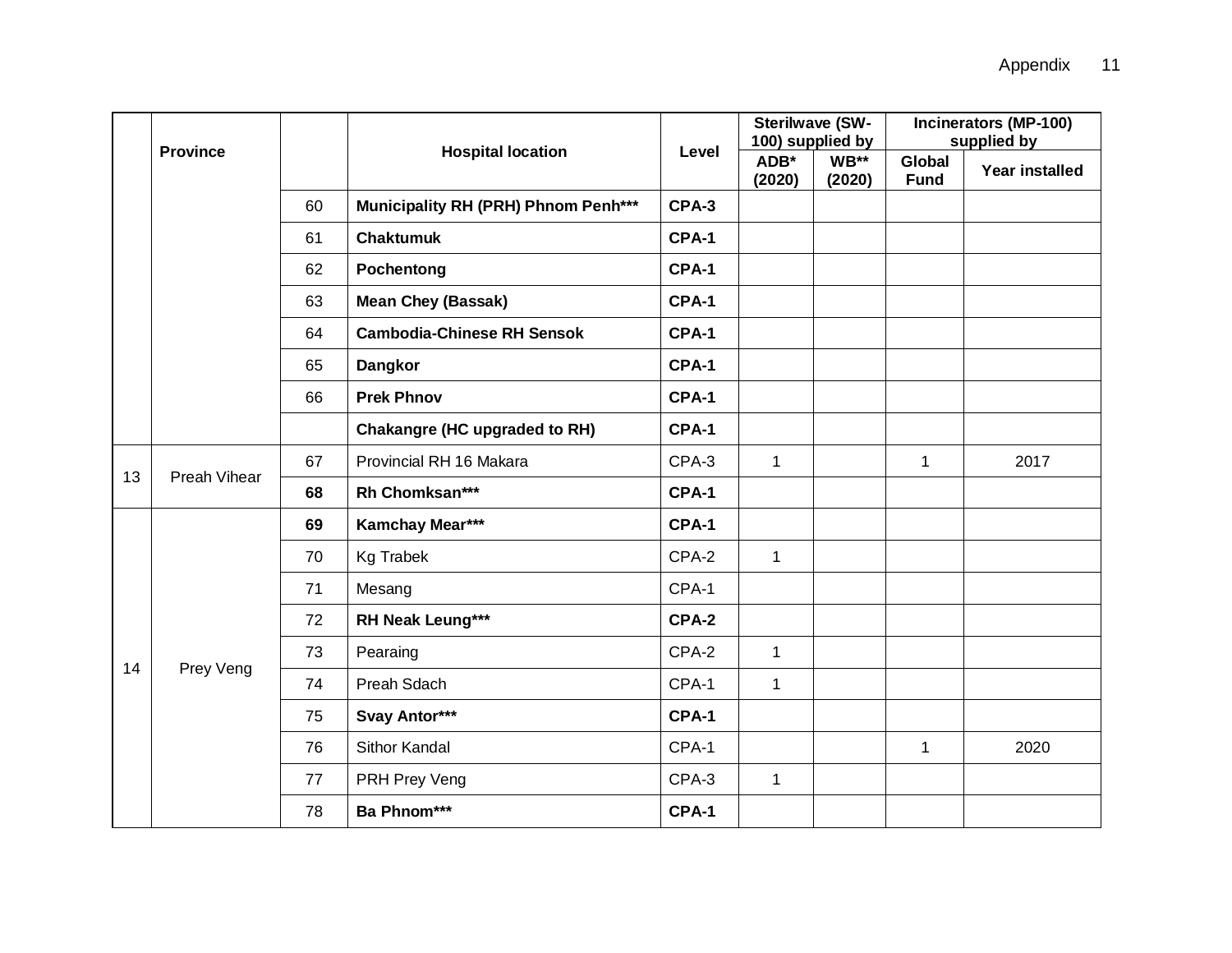| | Province | | Hospital location | Level | Sterilwave (SW-100) supplied by | | Incinerators (MP-100) supplied by | |
|---|---|---|---|---|---|---|---|---|
| | | | | | ADB* (2020) | WB** (2020) | Global Fund | Year installed |
| | | 60 | **Municipality RH (PRH) Phnom Penh*** ** | **CPA-3** | | | | |
| | | 61 | **Chaktumuk** | **CPA-1** | | | | |
| | | 62 | **Pochentong** | **CPA-1** | | | | |
| | | 63 | **Mean Chey (Bassak)** | **CPA-1** | | | | |
| | | 64 | **Cambodia-Chinese RH Sensok** | **CPA-1** | | | | |
| | | 65 | **Dangkor** | **CPA-1** | | | | |
| | | 66 | **Prek Phnov** | **CPA-1** | | | | |
| | | | **Chakangre (HC upgraded to RH)** | **CPA-1** | | | | |
| 13 | Preah Vihear | 67 | Provincial RH 16 Makara | CPA-3 | 1 | | 1 | 2017 |
| | | **68** | **Rh Chomksan*** ** | **CPA-1** | | | | |
| 14 | Prey Veng | **69** | **Kamchay Mear*** ** | **CPA-1** | | | | |
| | | 70 | Kg Trabek | CPA-2 | 1 | | | |
| | | 71 | Mesang | CPA-1 | | | | |
| | | 72 | **RH Neak Leung*** ** | **CPA-2** | | | | |
| | | 73 | Pearaing | CPA-2 | 1 | | | |
| | | 74 | Preah Sdach | CPA-1 | 1 | | | |
| | | 75 | **Svay Antor*** ** | **CPA-1** | | | | |
| | | 76 | Sithor Kandal | CPA-1 | | | 1 | 2020 |
| | | 77 | PRH Prey Veng | CPA-3 | 1 | | | |
| | | 78 | **Ba Phnom*** ** | **CPA-1** | | | | |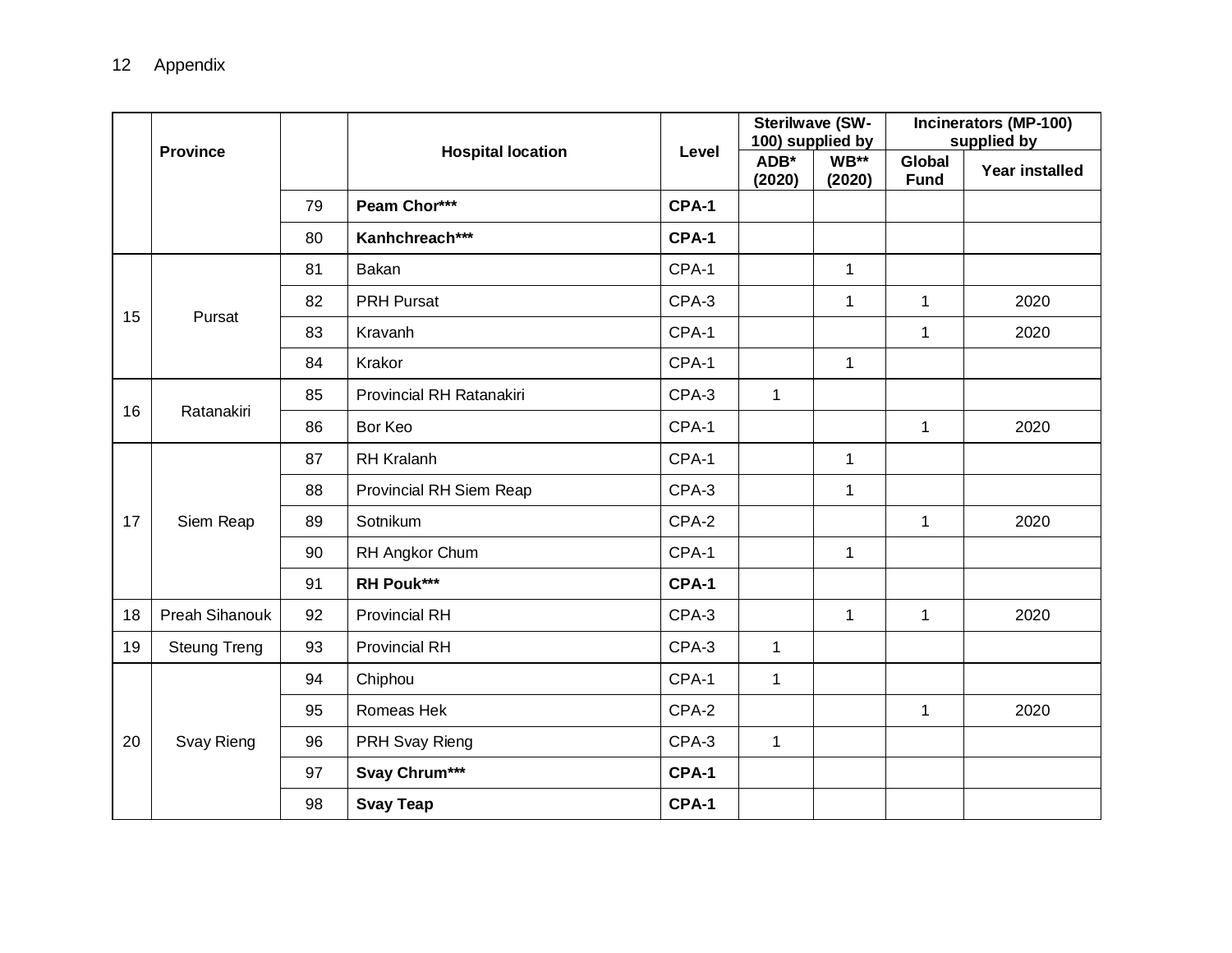| | Province | | Hospital location | Level | Sterilwave (SW-100) supplied by | | Incinerators (MP-100) supplied by | |
|---|---|---|---|---|---|---|---|---|
| | | | | | ADB* (2020) | WB** (2020) | Global Fund | Year installed |
| | | 79 | **Peam Chor*** ** | **CPA-1** | | | | |
| | | 80 | **Kanhchreach*** ** | **CPA-1** | | | | |
| 15 | Pursat | 81 | Bakan | CPA-1 | | 1 | | |
| | | 82 | PRH Pursat | CPA-3 | | 1 | 1 | 2020 |
| | | 83 | Kravanh | CPA-1 | | | 1 | 2020 |
| | | 84 | Krakor | CPA-1 | | 1 | | |
| 16 | Ratanakiri | 85 | Provincial RH Ratanakiri | CPA-3 | 1 | | | |
| | | 86 | Bor Keo | CPA-1 | | | 1 | 2020 |
| 17 | Siem Reap | 87 | RH Kralanh | CPA-1 | | 1 | | |
| | | 88 | Provincial RH Siem Reap | CPA-3 | | 1 | | |
| | | 89 | Sotnikum | CPA-2 | | | 1 | 2020 |
| | | 90 | RH Angkor Chum | CPA-1 | | 1 | | |
| | | 91 | **RH Pouk*** ** | **CPA-1** | | | | |
| 18 | Preah Sihanouk | 92 | Provincial RH | CPA-3 | | 1 | 1 | 2020 |
| 19 | Steung Treng | 93 | Provincial RH | CPA-3 | 1 | | | |
| 20 | Svay Rieng | 94 | Chiphou | CPA-1 | 1 | | | |
| | | 95 | Romeas Hek | CPA-2 | | | 1 | 2020 |
| | | 96 | PRH Svay Rieng | CPA-3 | 1 | | | |
| | | 97 | **Svay Chrum*** ** | **CPA-1** | | | | |
| | | 98 | **Svay Teap** | **CPA-1** | | | | |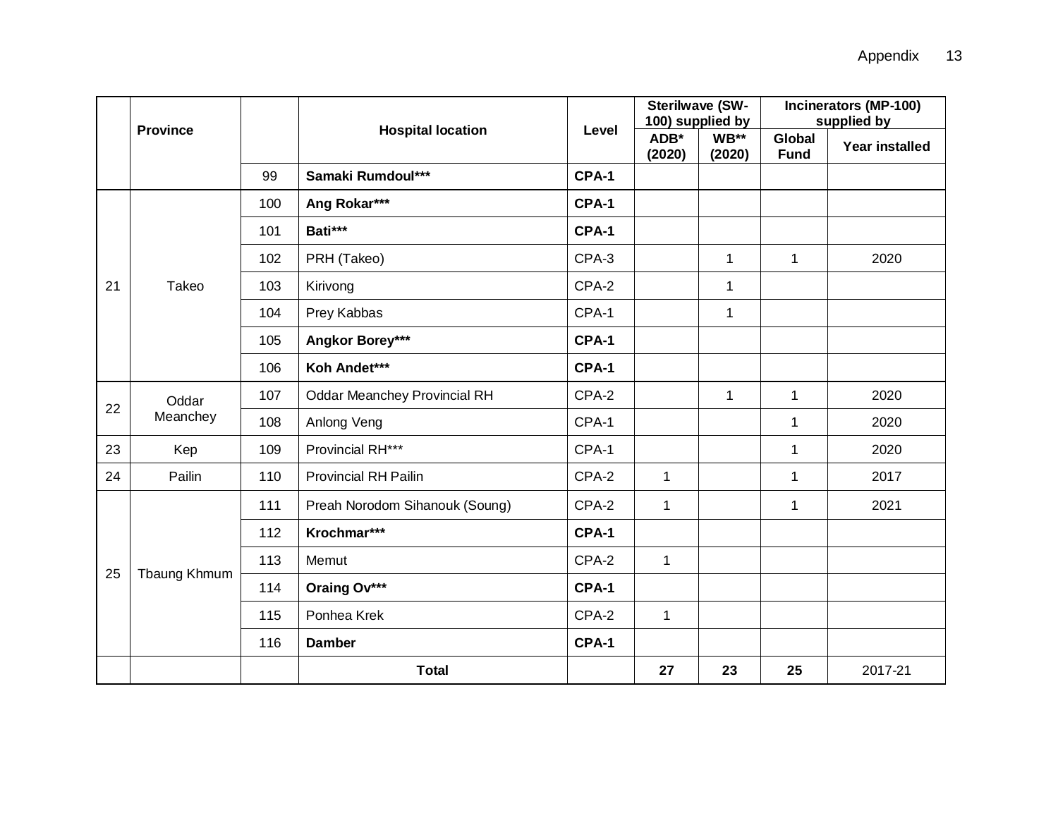| | Province | | Hospital location | Level | Sterilwave (SW-100) supplied by | | Incinerators (MP-100) supplied by | |
|---|---|---|---|---|---|---|---|---|
| | | | | | ADB* (2020) | WB** (2020) | Global Fund | Year installed |
| | | 99 | **Samaki Rumdoul*** ** | **CPA-1** | | | | |
| 21 | Takeo | 100 | **Ang Rokar*** ** | **CPA-1** | | | | |
| | | 101 | **Bati*** ** | **CPA-1** | | | | |
| | | 102 | PRH (Takeo) | CPA-3 | | 1 | 1 | 2020 |
| | | 103 | Kirivong | CPA-2 | | 1 | | |
| | | 104 | Prey Kabbas | CPA-1 | | 1 | | |
| | | 105 | **Angkor Borey*** ** | **CPA-1** | | | | |
| | | 106 | **Koh Andet*** ** | **CPA-1** | | | | |
| 22 | Oddar Meanchey | 107 | Oddar Meanchey Provincial RH | CPA-2 | | 1 | 1 | 2020 |
| | | 108 | Anlong Veng | CPA-1 | | | 1 | 2020 |
| 23 | Kep | 109 | Provincial RH*** | CPA-1 | | | 1 | 2020 |
| 24 | Pailin | 110 | Provincial RH Pailin | CPA-2 | 1 | | 1 | 2017 |
| 25 | Tbaung Khmum | 111 | Preah Norodom Sihanouk (Soung) | CPA-2 | 1 | | 1 | 2021 |
| | | 112 | **Krochmar*** ** | **CPA-1** | | | | |
| | | 113 | Memut | CPA-2 | 1 | | | |
| | | 114 | **Oraing Ov*** ** | **CPA-1** | | | | |
| | | 115 | Ponhea Krek | CPA-2 | 1 | | | |
| | | 116 | **Damber** | **CPA-1** | | | | |
| | | | **Total** | | **27** | **23** | **25** | 2017-21 |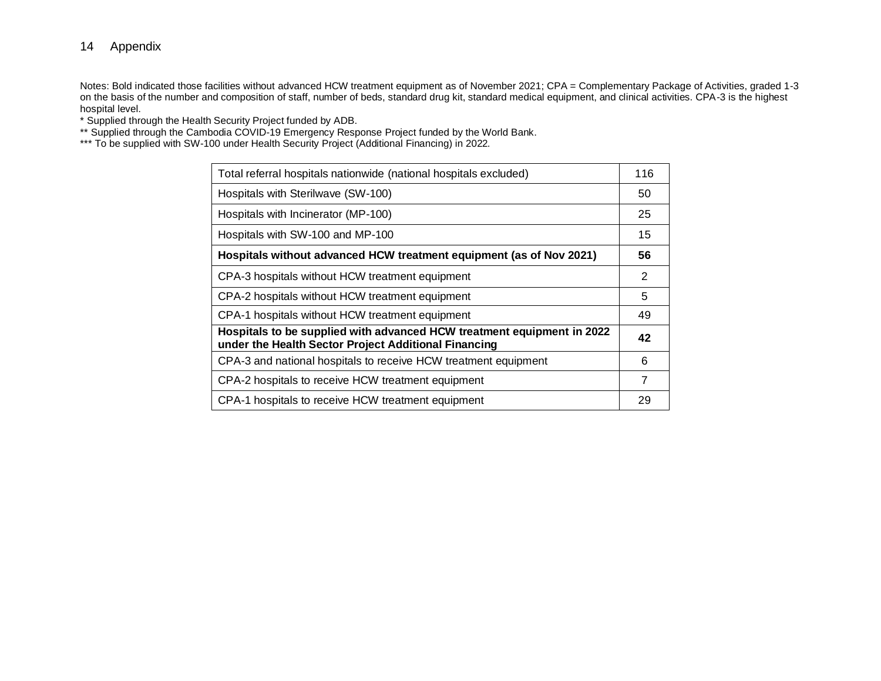Notes: Bold indicated those facilities without advanced HCW treatment equipment as of November 2021; CPA = Complementary Package of Activities, graded 1-3 on the basis of the number and composition of staff, number of beds, standard drug kit, standard medical equipment, and clinical activities. CPA-3 is the highest hospital level.

* Supplied through the Health Security Project funded by ADB.

** Supplied through the Cambodia COVID-19 Emergency Response Project funded by the World Bank.

*** To be supplied with SW-100 under Health Security Project (Additional Financing) in 2022.

| | |
|---|---|
| Total referral hospitals nationwide (national hospitals excluded) | 116 |
| Hospitals with Sterilwave (SW-100) | 50 |
| Hospitals with Incinerator (MP-100) | 25 |
| Hospitals with SW-100 and MP-100 | 15 |
| **Hospitals without advanced HCW treatment equipment (as of Nov 2021)** | **56** |
| CPA-3 hospitals without HCW treatment equipment | 2 |
| CPA-2 hospitals without HCW treatment equipment | 5 |
| CPA-1 hospitals without HCW treatment equipment | 49 |
| **Hospitals to be supplied with advanced HCW treatment equipment in 2022 under the Health Sector Project Additional Financing** | **42** |
| CPA-3 and national hospitals to receive HCW treatment equipment | 6 |
| CPA-2 hospitals to receive HCW treatment equipment | 7 |
| CPA-1 hospitals to receive HCW treatment equipment | 29 |